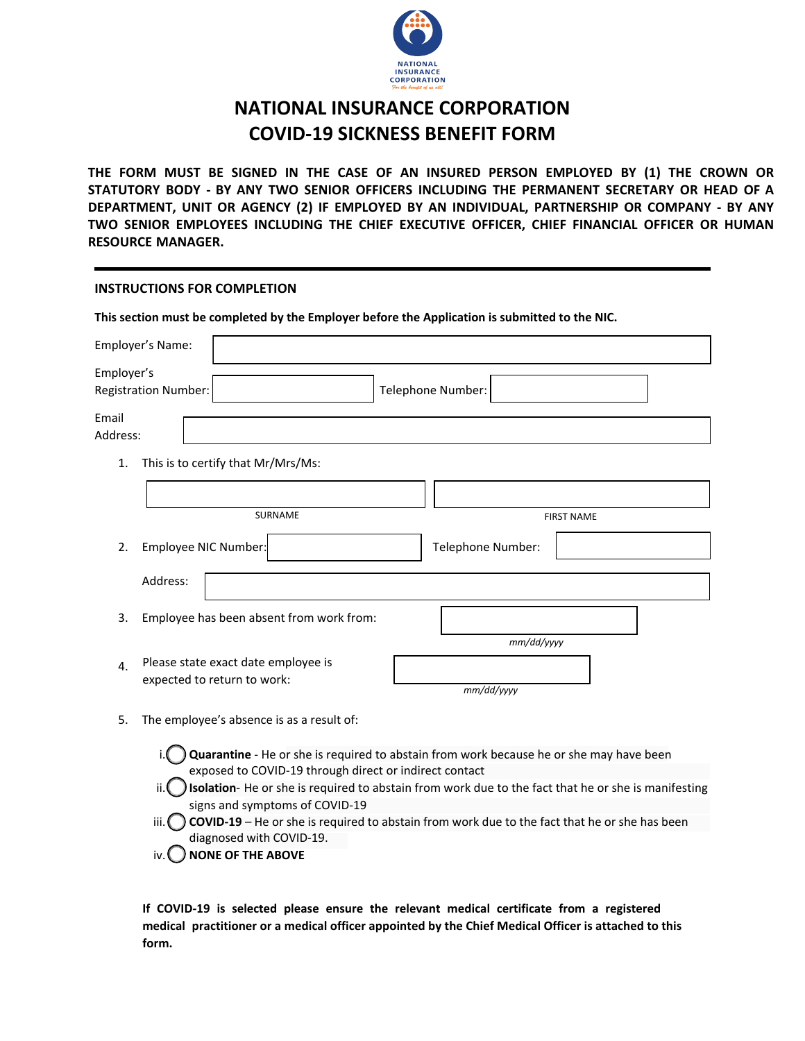NATIONAL INSURANCE CORPORATION

*For the benefit of us all!*

# NATIONAL INSURANCE CORPORATION
# COVID-19 SICKNESS BENEFIT FORM

**THE FORM MUST BE SIGNED IN THE CASE OF AN INSURED PERSON EMPLOYED BY (1) THE CROWN OR STATUTORY BODY - BY ANY TWO SENIOR OFFICERS INCLUDING THE PERMANENT SECRETARY OR HEAD OF A DEPARTMENT, UNIT OR AGENCY (2) IF EMPLOYED BY AN INDIVIDUAL, PARTNERSHIP OR COMPANY - BY ANY TWO SENIOR EMPLOYEES INCLUDING THE CHIEF EXECUTIVE OFFICER, CHIEF FINANCIAL OFFICER OR HUMAN RESOURCE MANAGER.**

---

## INSTRUCTIONS FOR COMPLETION

**This section must be completed by the Employer before the Application is submitted to the NIC.**

Employer's Name: ______________________

Employer's Registration Number: ______________ Telephone Number: ______________

Email Address: ______________________

1. This is to certify that Mr/Mrs/Ms:

   ______________ (SURNAME) ______________ (FIRST NAME)

2. Employee NIC Number: ______________ Telephone Number: ______________

   Address: ______________________

3. Employee has been absent from work from: ______________ *mm/dd/yyyy*

4. Please state exact date employee is expected to return to work: ______________ *mm/dd/yyyy*

5. The employee's absence is as a result of:

   i. ◯ **Quarantine** - He or she is required to abstain from work because he or she may have been exposed to COVID-19 through direct or indirect contact

   ii. ◯ **Isolation**- He or she is required to abstain from work due to the fact that he or she is manifesting signs and symptoms of COVID-19

   iii. ◯ **COVID-19** – He or she is required to abstain from work due to the fact that he or she has been diagnosed with COVID-19.

   iv. ◯ **NONE OF THE ABOVE**

**If COVID-19 is selected please ensure the relevant medical certificate from a registered medical practitioner or a medical officer appointed by the Chief Medical Officer is attached to this form.**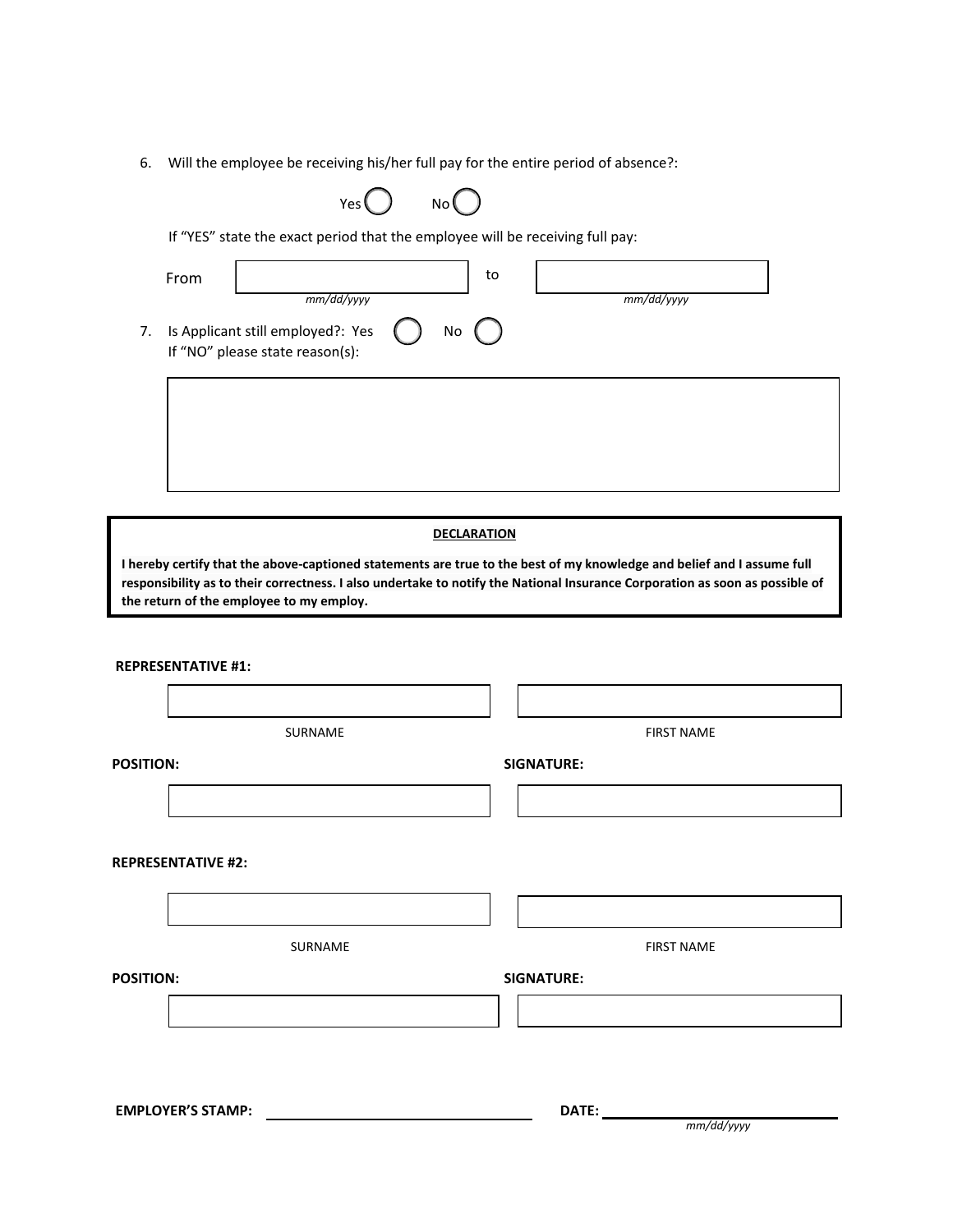6. Will the employee be receiving his/her full pay for the entire period of absence?:

   Yes ◯ No ◯

   If "YES" state the exact period that the employee will be receiving full pay:

   From ______________ to ______________
   *mm/dd/yyyy* *mm/dd/yyyy*

7. Is Applicant still employed?: Yes ◯ No ◯
   If "NO" please state reason(s):

   ______________________________________________

**DECLARATION**

**I hereby certify that the above-captioned statements are true to the best of my knowledge and belief and I assume full responsibility as to their correctness. I also undertake to notify the National Insurance Corporation as soon as possible of the return of the employee to my employ.**

**REPRESENTATIVE #1:**

| SURNAME | FIRST NAME |
| --- | --- |
| | |

| POSITION: | SIGNATURE: |
| --- | --- |
| | |

**REPRESENTATIVE #2:**

| SURNAME | FIRST NAME |
| --- | --- |
| | |

| POSITION: | SIGNATURE: |
| --- | --- |
| | |

**EMPLOYER'S STAMP:** ______________________ **DATE:** ______________________
*mm/dd/yyyy*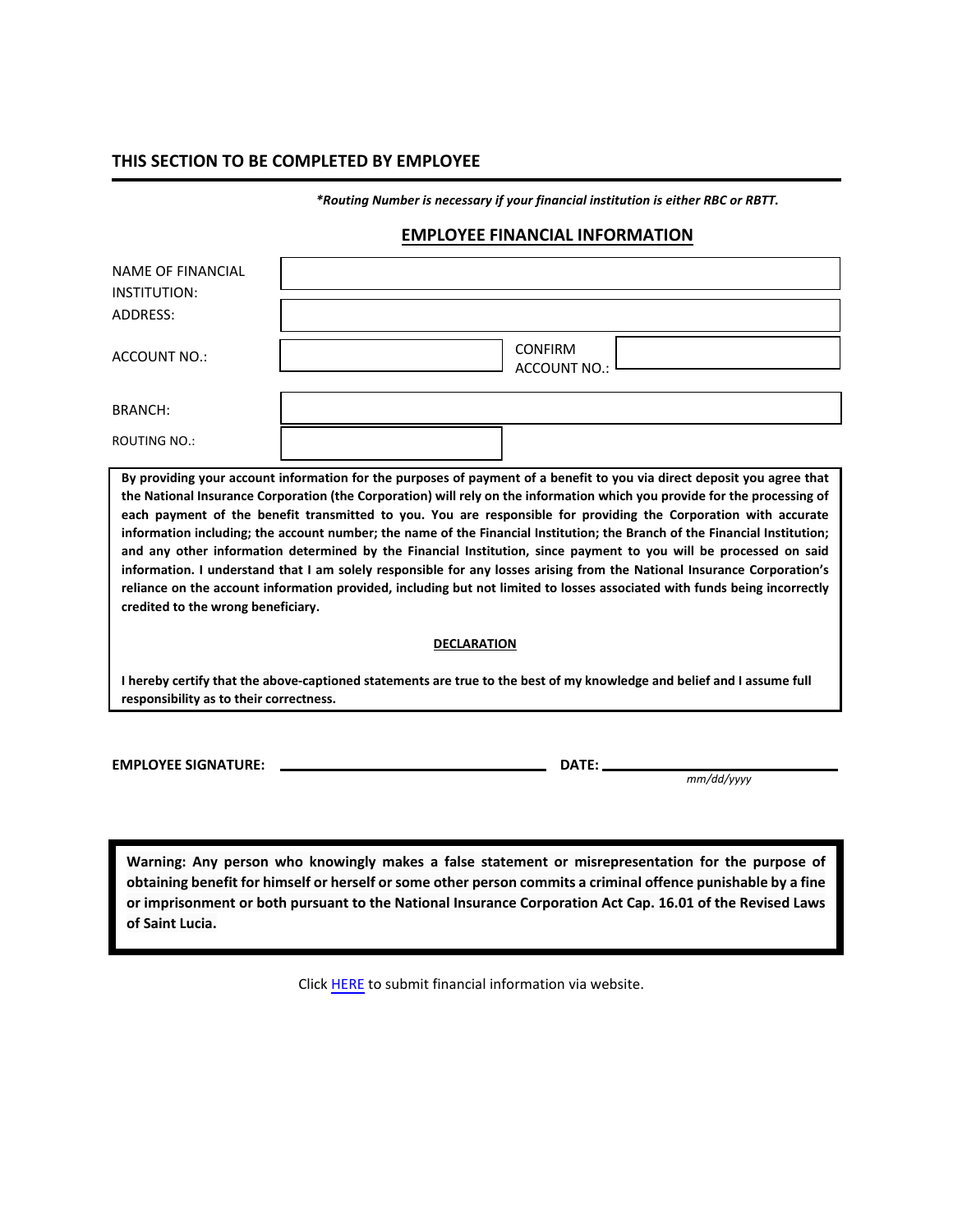### THIS SECTION TO BE COMPLETED BY EMPLOYEE

***Routing Number is necessary if your financial institution is either RBC or RBTT.***

## EMPLOYEE FINANCIAL INFORMATION

| | | | |
|---|---|---|---|
| NAME OF FINANCIAL INSTITUTION: | | | |
| ADDRESS: | | | |
| ACCOUNT NO.: | | CONFIRM ACCOUNT NO.: | |
| BRANCH: | | | |
| ROUTING NO.: | | | |

**By providing your account information for the purposes of payment of a benefit to you via direct deposit you agree that the National Insurance Corporation (the Corporation) will rely on the information which you provide for the processing of each payment of the benefit transmitted to you. You are responsible for providing the Corporation with accurate information including; the account number; the name of the Financial Institution; the Branch of the Financial Institution; and any other information determined by the Financial Institution, since payment to you will be processed on said information. I understand that I am solely responsible for any losses arising from the National Insurance Corporation's reliance on the account information provided, including but not limited to losses associated with funds being incorrectly credited to the wrong beneficiary.**

**DECLARATION**

**I hereby certify that the above-captioned statements are true to the best of my knowledge and belief and I assume full responsibility as to their correctness.**

**EMPLOYEE SIGNATURE:** ______________________ **DATE:** ______________________
*mm/dd/yyyy*

**Warning: Any person who knowingly makes a false statement or misrepresentation for the purpose of obtaining benefit for himself or herself or some other person commits a criminal offence punishable by a fine or imprisonment or both pursuant to the National Insurance Corporation Act Cap. 16.01 of the Revised Laws of Saint Lucia.**

Click HERE to submit financial information via website.